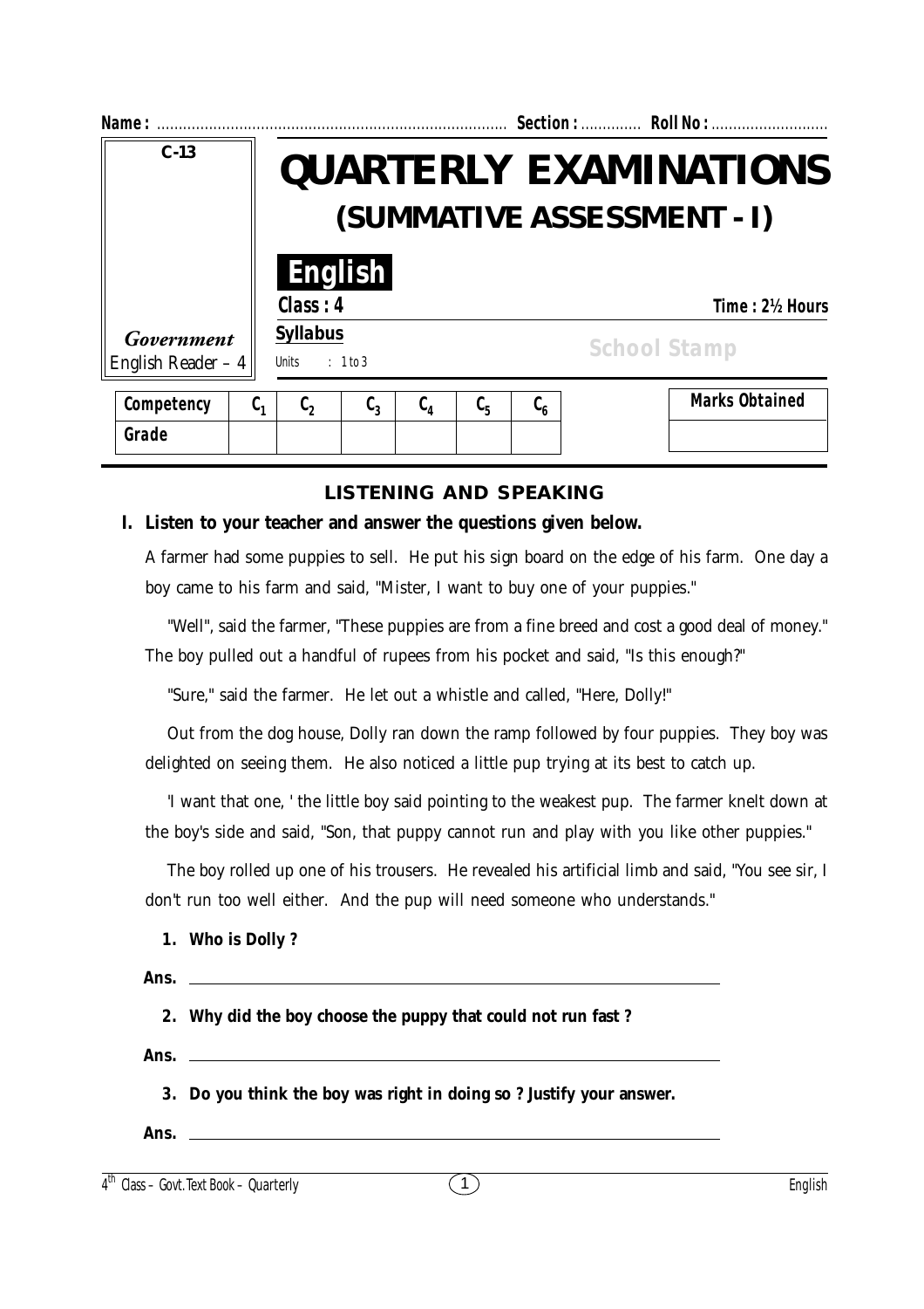**Name :** ................................................................................ **Section :** ............. **Roll No :** ...........................

C-13

# QUARTERLY EXAMINATIONS

## (SUMMATIVE ASSESSMENT - I)

**English**

**Class : 4** **Time : 2½ Hours**

*Government* English Reader – 4

**Syllabus**

Units : 1 to 3

School Stamp

| Competency | $C_1$ | $C_2$ | $C_3$ | $C_4$ | $C_5$ | $C_6$ |
|---|---|---|---|---|---|---|
| Grade | | | | | | |

| Marks Obtained |
|---|
| |

### LISTENING AND SPEAKING

**I. Listen to your teacher and answer the questions given below.**

A farmer had some puppies to sell. He put his sign board on the edge of his farm. One day a boy came to his farm and said, "Mister, I want to buy one of your puppies."

"Well", said the farmer, "These puppies are from a fine breed and cost a good deal of money." The boy pulled out a handful of rupees from his pocket and said, "Is this enough?"

"Sure," said the farmer. He let out a whistle and called, "Here, Dolly!"

Out from the dog house, Dolly ran down the ramp followed by four puppies. They boy was delighted on seeing them. He also noticed a little pup trying at its best to catch up.

'I want that one, ' the little boy said pointing to the weakest pup. The farmer knelt down at the boy's side and said, "Son, that puppy cannot run and play with you like other puppies."

The boy rolled up one of his trousers. He revealed his artificial limb and said, "You see sir, I don't run too well either. And the pup will need someone who understands."

**1. Who is Dolly ?**

**Ans.** ________________________________________________

**2. Why did the boy choose the puppy that could not run fast ?**

**Ans.** ________________________________________________

**3. Do you think the boy was right in doing so ? Justify your answer.**

**Ans.** ________________________________________________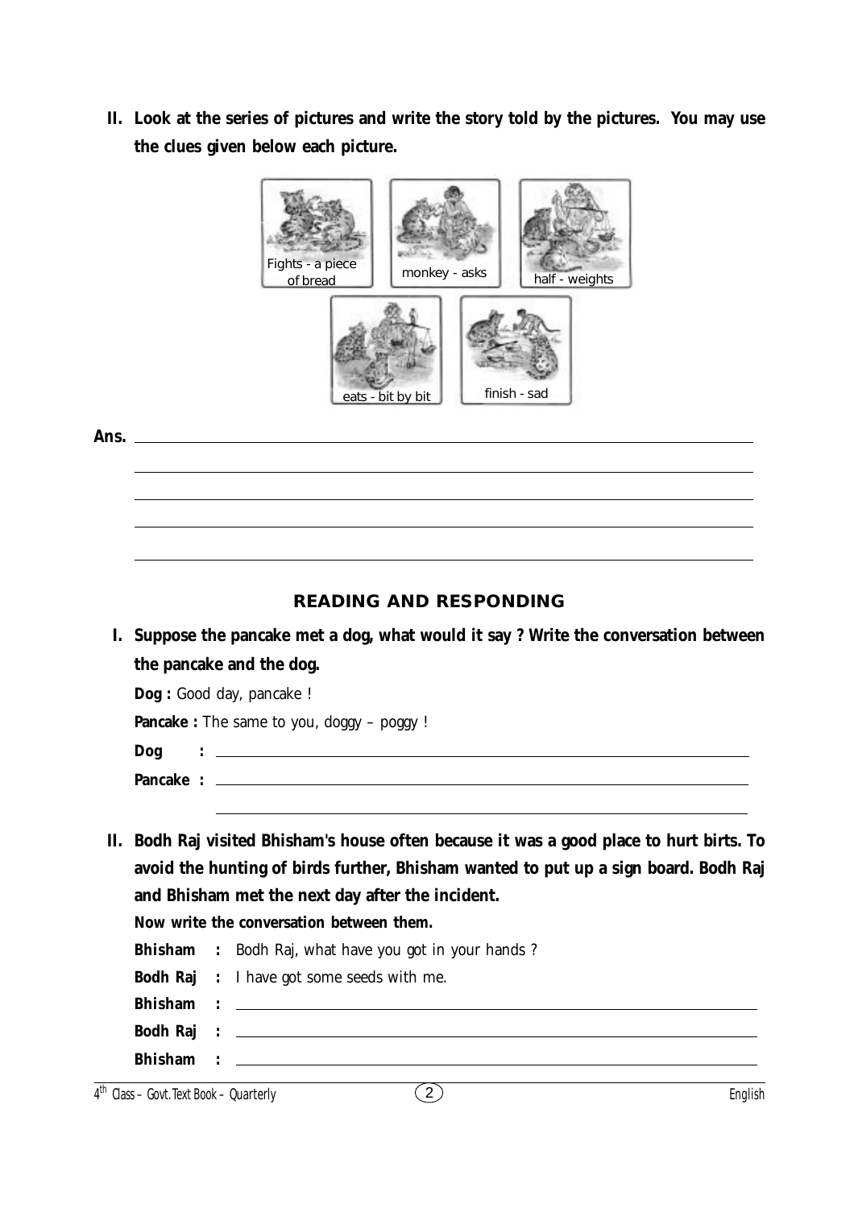**II. Look at the series of pictures and write the story told by the pictures. You may use the clues given below each picture.**

Fights - a piece of bread

monkey - asks

half - weights

eats - bit by bit

finish - sad

**Ans.** ______________________________________________

______________________________________________

______________________________________________

______________________________________________

______________________________________________

## READING AND RESPONDING

**I. Suppose the pancake met a dog, what would it say ? Write the conversation between the pancake and the dog.**

**Dog :** Good day, pancake !

**Pancake :** The same to you, doggy – poggy !

**Dog :** ______________________________________________

**Pancake :** ______________________________________________

______________________________________________

**II. Bodh Raj visited Bhisham's house often because it was a good place to hurt birts. To avoid the hunting of birds further, Bhisham wanted to put up a sign board. Bodh Raj and Bhisham met the next day after the incident.**

**Now write the conversation between them.**

**Bhisham :** Bodh Raj, what have you got in your hands ?

**Bodh Raj :** I have got some seeds with me.

**Bhisham :** ______________________________________________

**Bodh Raj :** ______________________________________________

**Bhisham :** ______________________________________________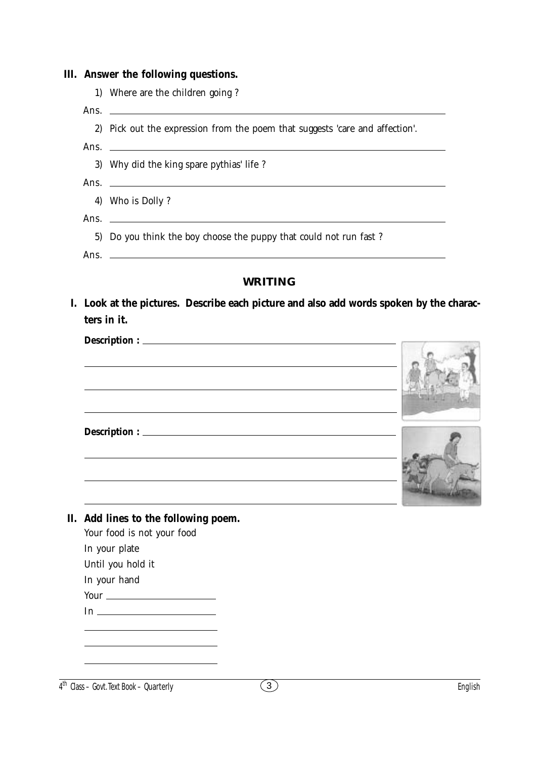**III. Answer the following questions.**

1) Where are the children going ?

Ans. ______________________________________________

2) Pick out the expression from the poem that suggests 'care and affection'.

Ans. ______________________________________________

3) Why did the king spare pythias' life ?

Ans. ______________________________________________

4) Who is Dolly ?

Ans. ______________________________________________

5) Do you think the boy choose the puppy that could not run fast ?

Ans. ______________________________________________

## WRITING

**I. Look at the pictures. Describe each picture and also add words spoken by the characters in it.**

**Description :** ______________________________________________

______________________________________________

______________________________________________

______________________________________________

**Description :** ______________________________________________

______________________________________________

______________________________________________

______________________________________________

**II. Add lines to the following poem.**

Your food is not your food
In your plate
Until you hold it
In your hand
Your ____________________
In ____________________
____________________
____________________
____________________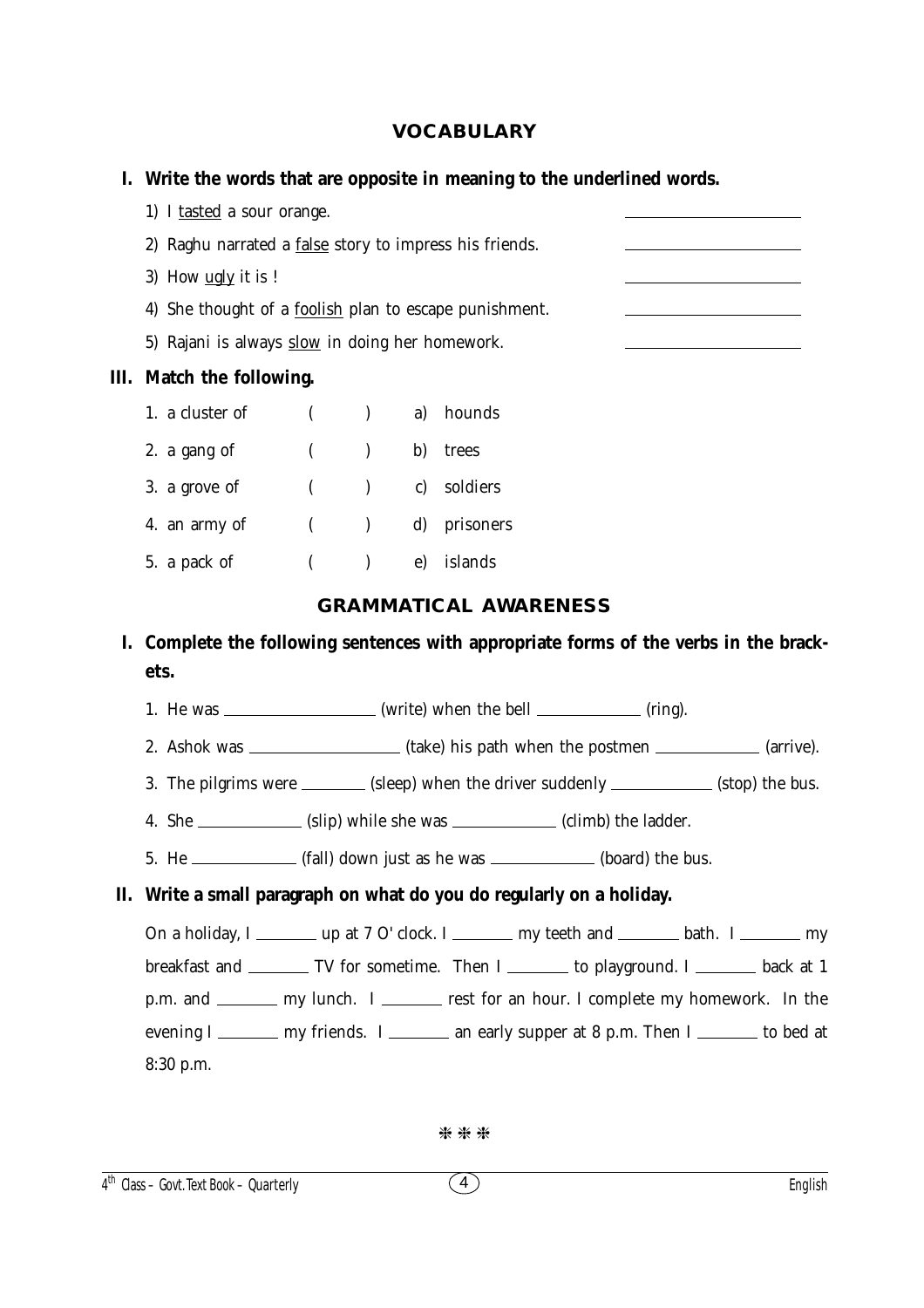## VOCABULARY

**I. Write the words that are opposite in meaning to the underlined words.**

1) I <u>tasted</u> a sour orange. ____________________
2) Raghu narrated a <u>false</u> story to impress his friends. ____________________
3) How <u>ugly</u> it is ! ____________________
4) She thought of a <u>foolish</u> plan to escape punishment. ____________________
5) Rajani is always <u>slow</u> in doing her homework. ____________________

**III. Match the following.**

| | | | |
|---|---|---|---|
| 1. a cluster of | ( ) | a) | hounds |
| 2. a gang of | ( ) | b) | trees |
| 3. a grove of | ( ) | c) | soldiers |
| 4. an army of | ( ) | d) | prisoners |
| 5. a pack of | ( ) | e) | islands |

## GRAMMATICAL AWARENESS

**I. Complete the following sentences with appropriate forms of the verbs in the brackets.**

1. He was ________________ (write) when the bell ____________ (ring).
2. Ashok was ________________ (take) his path when the postmen ____________ (arrive).
3. The pilgrims were ________ (sleep) when the driver suddenly ____________ (stop) the bus.
4. She ____________ (slip) while she was ____________ (climb) the ladder.
5. He ____________ (fall) down just as he was ____________ (board) the bus.

**II. Write a small paragraph on what do you do regularly on a holiday.**

On a holiday, I ________ up at 7 O' clock. I ________ my teeth and ________ bath. I ________ my breakfast and ________ TV for sometime. Then I ________ to playground. I ________ back at 1 p.m. and ________ my lunch. I ________ rest for an hour. I complete my homework. In the evening I ________ my friends. I ________ an early supper at 8 p.m. Then I ________ to bed at 8:30 p.m.

❋ ❋ ❋